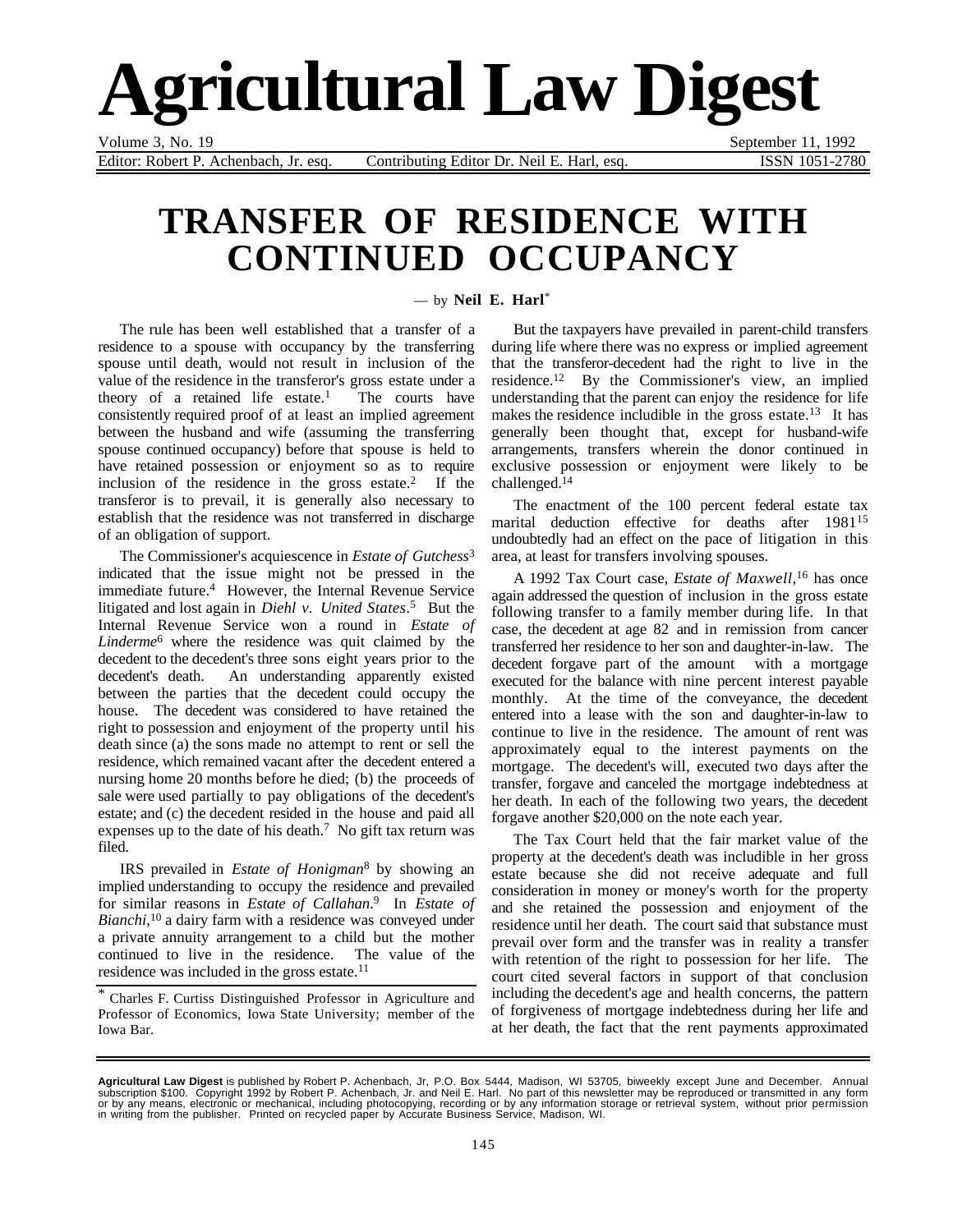# Agricultural Law Digest

Volume 3, No. 19 September 11, 1992

Editor: Robert P. Achenbach, Jr. esq. Contributing Editor Dr. Neil E. Harl, esq. ISSN 1051-2780

## TRANSFER OF RESIDENCE WITH CONTINUED OCCUPANCY

— by **Neil E. Harl**[*]

The rule has been well established that a transfer of a residence to a spouse with occupancy by the transferring spouse until death, would not result in inclusion of the value of the residence in the transferor's gross estate under a theory of a retained life estate.[1] The courts have consistently required proof of at least an implied agreement between the husband and wife (assuming the transferring spouse continued occupancy) before that spouse is held to have retained possession or enjoyment so as to require inclusion of the residence in the gross estate.[2] If the transferor is to prevail, it is generally also necessary to establish that the residence was not transferred in discharge of an obligation of support.

The Commissioner's acquiescence in *Estate of Gutchess*[3] indicated that the issue might not be pressed in the immediate future.[4] However, the Internal Revenue Service litigated and lost again in *Diehl v. United States*.[5] But the Internal Revenue Service won a round in *Estate of Linderme*[6] where the residence was quit claimed by the decedent to the decedent's three sons eight years prior to the decedent's death. An understanding apparently existed between the parties that the decedent could occupy the house. The decedent was considered to have retained the right to possession and enjoyment of the property until his death since (a) the sons made no attempt to rent or sell the residence, which remained vacant after the decedent entered a nursing home 20 months before he died; (b) the proceeds of sale were used partially to pay obligations of the decedent's estate; and (c) the decedent resided in the house and paid all expenses up to the date of his death.[7] No gift tax return was filed.

IRS prevailed in *Estate of Honigman*[8] by showing an implied understanding to occupy the residence and prevailed for similar reasons in *Estate of Callahan*.[9] In *Estate of Bianchi*,[10] a dairy farm with a residence was conveyed under a private annuity arrangement to a child but the mother continued to live in the residence. The value of the residence was included in the gross estate.[11]

But the taxpayers have prevailed in parent-child transfers during life where there was no express or implied agreement that the transferor-decedent had the right to live in the residence.[12] By the Commissioner's view, an implied understanding that the parent can enjoy the residence for life makes the residence includible in the gross estate.[13] It has generally been thought that, except for husband-wife arrangements, transfers wherein the donor continued in exclusive possession or enjoyment were likely to be challenged.[14]

The enactment of the 100 percent federal estate tax marital deduction effective for deaths after 1981[15] undoubtedly had an effect on the pace of litigation in this area, at least for transfers involving spouses.

A 1992 Tax Court case, *Estate of Maxwell*,[16] has once again addressed the question of inclusion in the gross estate following transfer to a family member during life. In that case, the decedent at age 82 and in remission from cancer transferred her residence to her son and daughter-in-law. The decedent forgave part of the amount with a mortgage executed for the balance with nine percent interest payable monthly. At the time of the conveyance, the decedent entered into a lease with the son and daughter-in-law to continue to live in the residence. The amount of rent was approximately equal to the interest payments on the mortgage. The decedent's will, executed two days after the transfer, forgave and canceled the mortgage indebtedness at her death. In each of the following two years, the decedent forgave another $20,000 on the note each year.

The Tax Court held that the fair market value of the property at the decedent's death was includible in her gross estate because she did not receive adequate and full consideration in money or money's worth for the property and she retained the possession and enjoyment of the residence until her death. The court said that substance must prevail over form and the transfer was in reality a transfer with retention of the right to possession for her life. The court cited several factors in support of that conclusion including the decedent's age and health concerns, the pattern of forgiveness of mortgage indebtedness during her life and at her death, the fact that the rent payments approximated

---

[*] Charles F. Curtiss Distinguished Professor in Agriculture and Professor of Economics, Iowa State University; member of the Iowa Bar.

---

**Agricultural Law Digest** is published by Robert P. Achenbach, Jr, P.O. Box 5444, Madison, WI 53705, biweekly except June and December. Annual subscription $100. Copyright 1992 by Robert P. Achenbach, Jr. and Neil E. Harl. No part of this newsletter may be reproduced or transmitted in any form or by any means, electronic or mechanical, including photocopying, recording or by any information storage or retrieval system, without prior permission in writing from the publisher. Printed on recycled paper by Accurate Business Service, Madison, WI.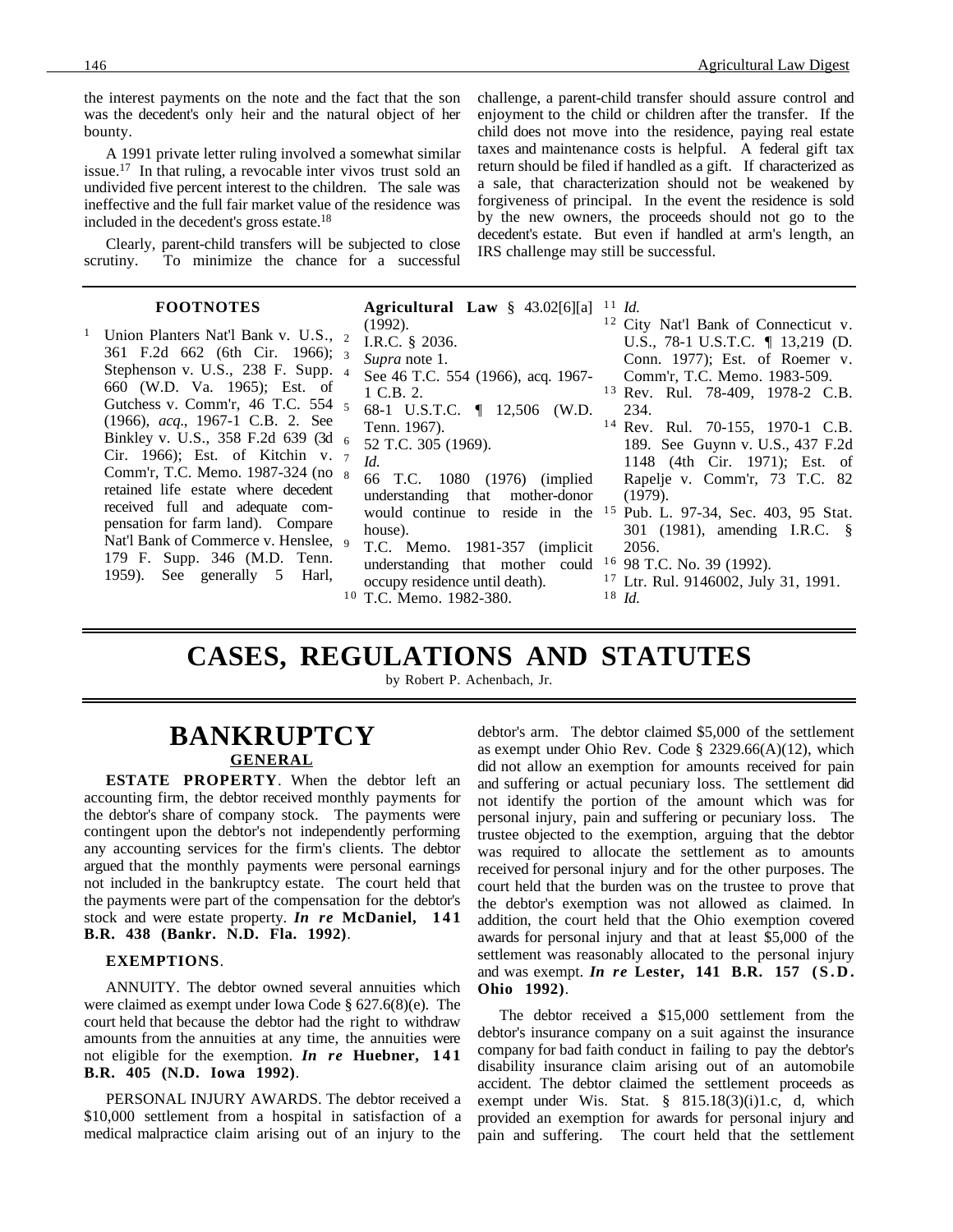the interest payments on the note and the fact that the son was the decedent's only heir and the natural object of her bounty.

A 1991 private letter ruling involved a somewhat similar issue.[17] In that ruling, a revocable inter vivos trust sold an undivided five percent interest to the children. The sale was ineffective and the full fair market value of the residence was included in the decedent's gross estate.[18]

Clearly, parent-child transfers will be subjected to close scrutiny. To minimize the chance for a successful challenge, a parent-child transfer should assure control and enjoyment to the child or children after the transfer. If the child does not move into the residence, paying real estate taxes and maintenance costs is helpful. A federal gift tax return should be filed if handled as a gift. If characterized as a sale, that characterization should not be weakened by forgiveness of principal. In the event the residence is sold by the new owners, the proceeds should not go to the decedent's estate. But even if handled at arm's length, an IRS challenge may still be successful.

#### FOOTNOTES

1. Union Planters Nat'l Bank v. U.S., 361 F.2d 662 (6th Cir. 1966); Stephenson v. U.S., 238 F. Supp. 660 (W.D. Va. 1965); Est. of Gutchess v. Comm'r, 46 T.C. 554 (1966), *acq.*, 1967-1 C.B. 2. See Binkley v. U.S., 358 F.2d 639 (3d Cir. 1966); Est. of Kitchin v. Comm'r, T.C. Memo. 1987-324 (no retained life estate where decedent received full and adequate compensation for farm land). Compare Nat'l Bank of Commerce v. Henslee, 179 F. Supp. 346 (M.D. Tenn. 1959). See generally 5 Harl, **Agricultural Law** § 43.02[6][a] (1992).
2. I.R.C. § 2036.
3. *Supra* note 1.
4. See 46 T.C. 554 (1966), acq. 1967-1 C.B. 2.
5. 68-1 U.S.T.C. ¶ 12,506 (W.D. Tenn. 1967).
6. 52 T.C. 305 (1969).
7. *Id.*
8. 66 T.C. 1080 (1976) (implied understanding that mother-donor would continue to reside in the house).
9. T.C. Memo. 1981-357 (implicit understanding that mother could occupy residence until death).
10. T.C. Memo. 1982-380.
11. *Id.*
12. City Nat'l Bank of Connecticut v. U.S., 78-1 U.S.T.C. ¶ 13,219 (D. Conn. 1977); Est. of Roemer v. Comm'r, T.C. Memo. 1983-509.
13. Rev. Rul. 78-409, 1978-2 C.B. 234.
14. Rev. Rul. 70-155, 1970-1 C.B. 189. See Guynn v. U.S., 437 F.2d 1148 (4th Cir. 1971); Est. of Rapelje v. Comm'r, 73 T.C. 82 (1979).
15. Pub. L. 97-34, Sec. 403, 95 Stat. 301 (1981), amending I.R.C. § 2056.
16. 98 T.C. No. 39 (1992).
17. Ltr. Rul. 9146002, July 31, 1991.
18. *Id.*

# CASES, REGULATIONS AND STATUTES

by Robert P. Achenbach, Jr.

## BANKRUPTCY

### GENERAL

**ESTATE PROPERTY**. When the debtor left an accounting firm, the debtor received monthly payments for the debtor's share of company stock. The payments were contingent upon the debtor's not independently performing any accounting services for the firm's clients. The debtor argued that the monthly payments were personal earnings not included in the bankruptcy estate. The court held that the payments were part of the compensation for the debtor's stock and were estate property. ***In re* McDaniel, 141 B.R. 438 (Bankr. N.D. Fla. 1992)**.

**EXEMPTIONS**.

ANNUITY. The debtor owned several annuities which were claimed as exempt under Iowa Code § 627.6(8)(e). The court held that because the debtor had the right to withdraw amounts from the annuities at any time, the annuities were not eligible for the exemption. ***In re* Huebner, 141 B.R. 405 (N.D. Iowa 1992)**.

PERSONAL INJURY AWARDS. The debtor received a $10,000 settlement from a hospital in satisfaction of a medical malpractice claim arising out of an injury to the debtor's arm. The debtor claimed $5,000 of the settlement as exempt under Ohio Rev. Code § 2329.66(A)(12), which did not allow an exemption for amounts received for pain and suffering or actual pecuniary loss. The settlement did not identify the portion of the amount which was for personal injury, pain and suffering or pecuniary loss. The trustee objected to the exemption, arguing that the debtor was required to allocate the settlement as to amounts received for personal injury and for the other purposes. The court held that the burden was on the trustee to prove that the debtor's exemption was not allowed as claimed. In addition, the court held that the Ohio exemption covered awards for personal injury and that at least $5,000 of the settlement was reasonably allocated to the personal injury and was exempt. ***In re* Lester, 141 B.R. 157 (S.D. Ohio 1992)**.

The debtor received a $15,000 settlement from the debtor's insurance company on a suit against the insurance company for bad faith conduct in failing to pay the debtor's disability insurance claim arising out of an automobile accident. The debtor claimed the settlement proceeds as exempt under Wis. Stat. § 815.18(3)(i)1.c, d, which provided an exemption for awards for personal injury and pain and suffering. The court held that the settlement